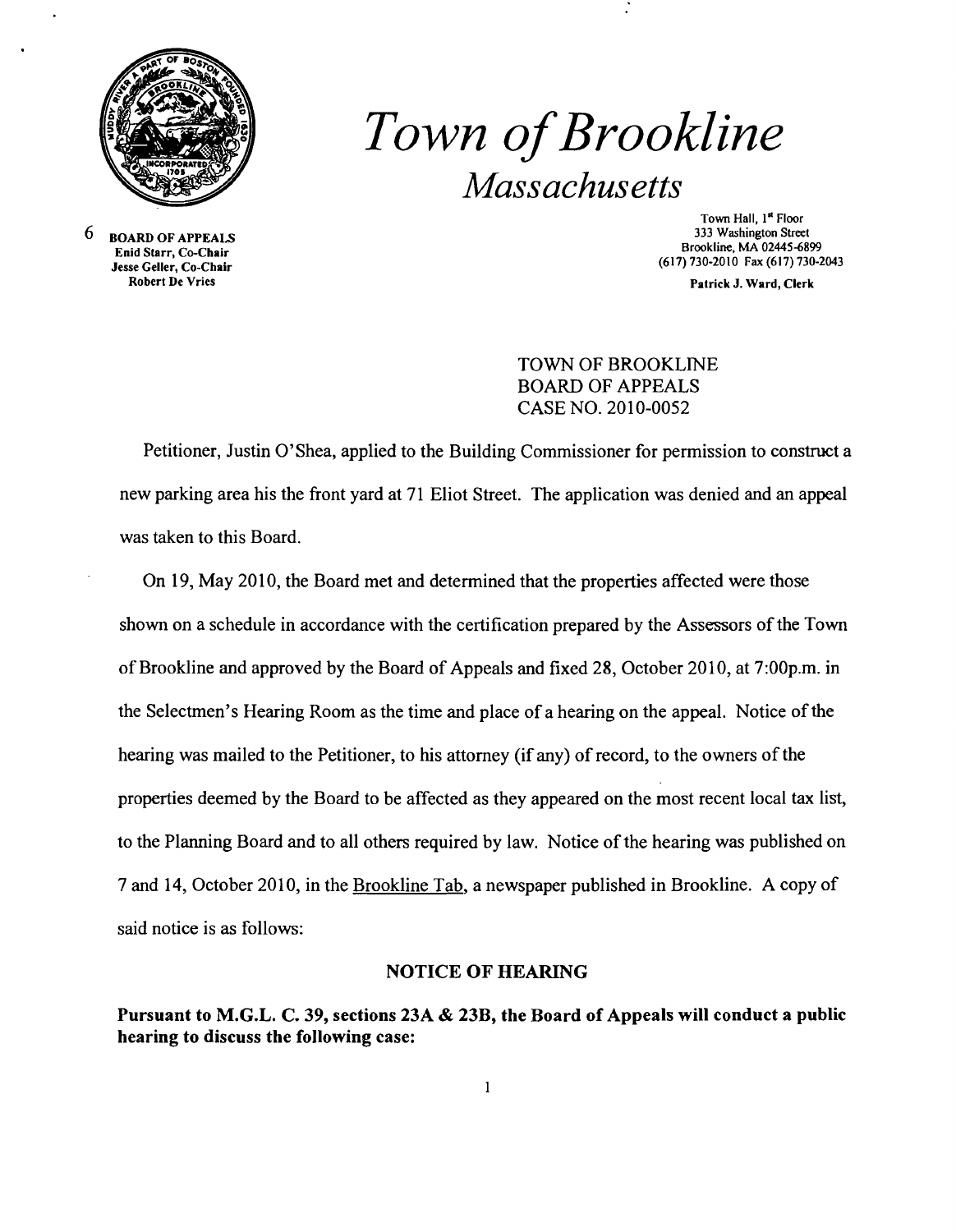# *Town of Brookline*

## *Massachusetts*

6 **BOARD OF APPEALS**
**Enid Starr, Co-Chair**
**Jesse Geller, Co-Chair**
**Robert De Vries**

Town Hall, 1st Floor
333 Washington Street
Brookline, MA 02445-6899
(617) 730-2010 Fax (617) 730-2043

**Patrick J. Ward, Clerk**

TOWN OF BROOKLINE
BOARD OF APPEALS
CASE NO. 2010-0052

Petitioner, Justin O'Shea, applied to the Building Commissioner for permission to construct a new parking area his the front yard at 71 Eliot Street. The application was denied and an appeal was taken to this Board.

On 19, May 2010, the Board met and determined that the properties affected were those shown on a schedule in accordance with the certification prepared by the Assessors of the Town of Brookline and approved by the Board of Appeals and fixed 28, October 2010, at 7:00p.m. in the Selectmen's Hearing Room as the time and place of a hearing on the appeal. Notice of the hearing was mailed to the Petitioner, to his attorney (if any) of record, to the owners of the properties deemed by the Board to be affected as they appeared on the most recent local tax list, to the Planning Board and to all others required by law. Notice of the hearing was published on 7 and 14, October 2010, in the Brookline Tab, a newspaper published in Brookline. A copy of said notice is as follows:

**NOTICE OF HEARING**

**Pursuant to M.G.L. C. 39, sections 23A & 23B, the Board of Appeals will conduct a public hearing to discuss the following case:**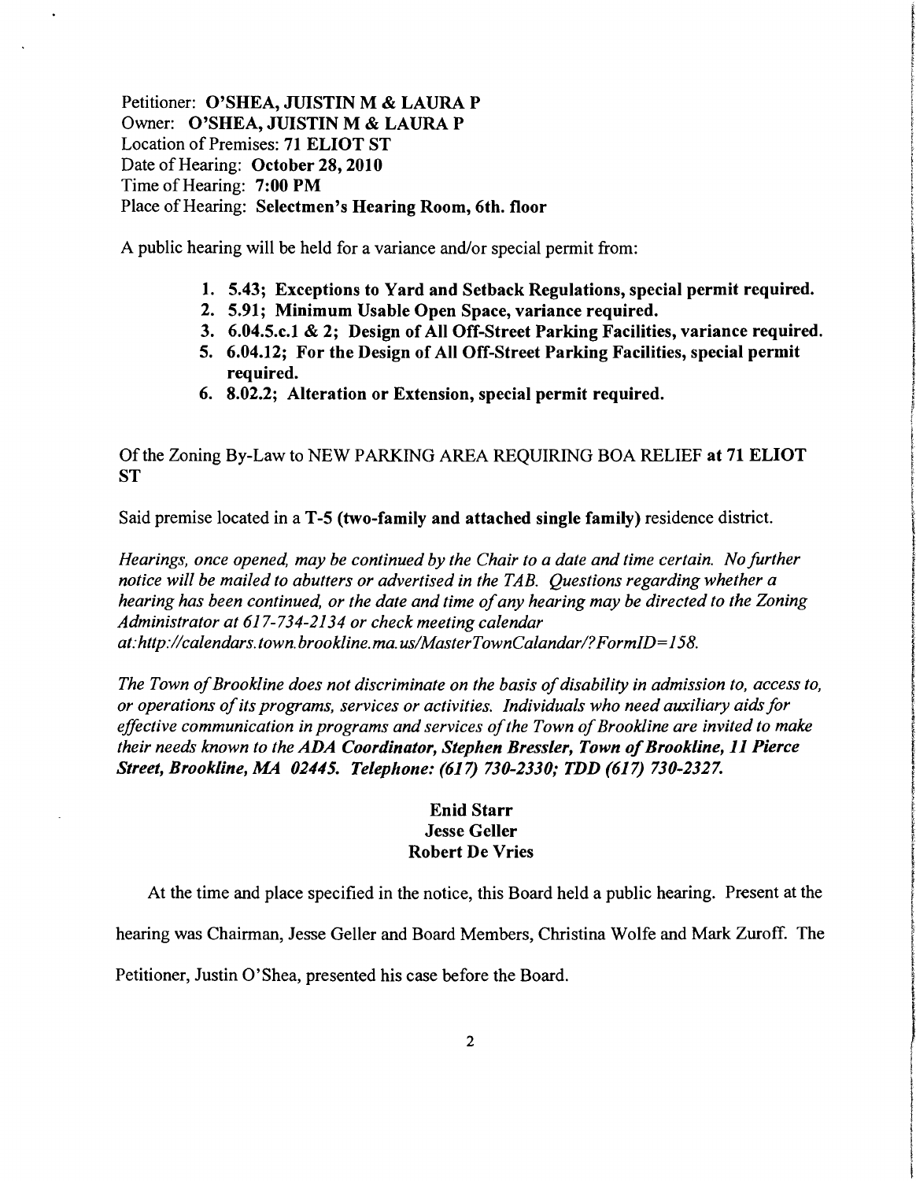Petitioner: **O'SHEA, JUISTIN M & LAURA P**
Owner: **O'SHEA, JUISTIN M & LAURA P**
Location of Premises: **71 ELIOT ST**
Date of Hearing: **October 28, 2010**
Time of Hearing: **7:00 PM**
Place of Hearing: **Selectmen's Hearing Room, 6th. floor**

A public hearing will be held for a variance and/or special permit from:

1. **5.43; Exceptions to Yard and Setback Regulations, special permit required.**
2. **5.91; Minimum Usable Open Space, variance required.**
3. **6.04.5.c.1 & 2; Design of All Off-Street Parking Facilities, variance required.**
5. **6.04.12; For the Design of All Off-Street Parking Facilities, special permit required.**
6. **8.02.2; Alteration or Extension, special permit required.**

Of the Zoning By-Law to NEW PARKING AREA REQUIRING BOA RELIEF **at 71 ELIOT ST**

Said premise located in a **T-5 (two-family and attached single family)** residence district.

*Hearings, once opened, may be continued by the Chair to a date and time certain. No further notice will be mailed to abutters or advertised in the TAB. Questions regarding whether a hearing has been continued, or the date and time of any hearing may be directed to the Zoning Administrator at 617-734-2134 or check meeting calendar at:http://calendars.town.brookline.ma.us/MasterTownCalandar/?FormID=158.*

*The Town of Brookline does not discriminate on the basis of disability in admission to, access to, or operations of its programs, services or activities. Individuals who need auxiliary aids for effective communication in programs and services of the Town of Brookline are invited to make their needs known to the ADA Coordinator, **Stephen Bressler, Town of Brookline, 11 Pierce Street, Brookline, MA 02445. Telephone: (617) 730-2330; TDD (617) 730-2327.***

**Enid Starr**
**Jesse Geller**
**Robert De Vries**

At the time and place specified in the notice, this Board held a public hearing. Present at the hearing was Chairman, Jesse Geller and Board Members, Christina Wolfe and Mark Zuroff. The Petitioner, Justin O'Shea, presented his case before the Board.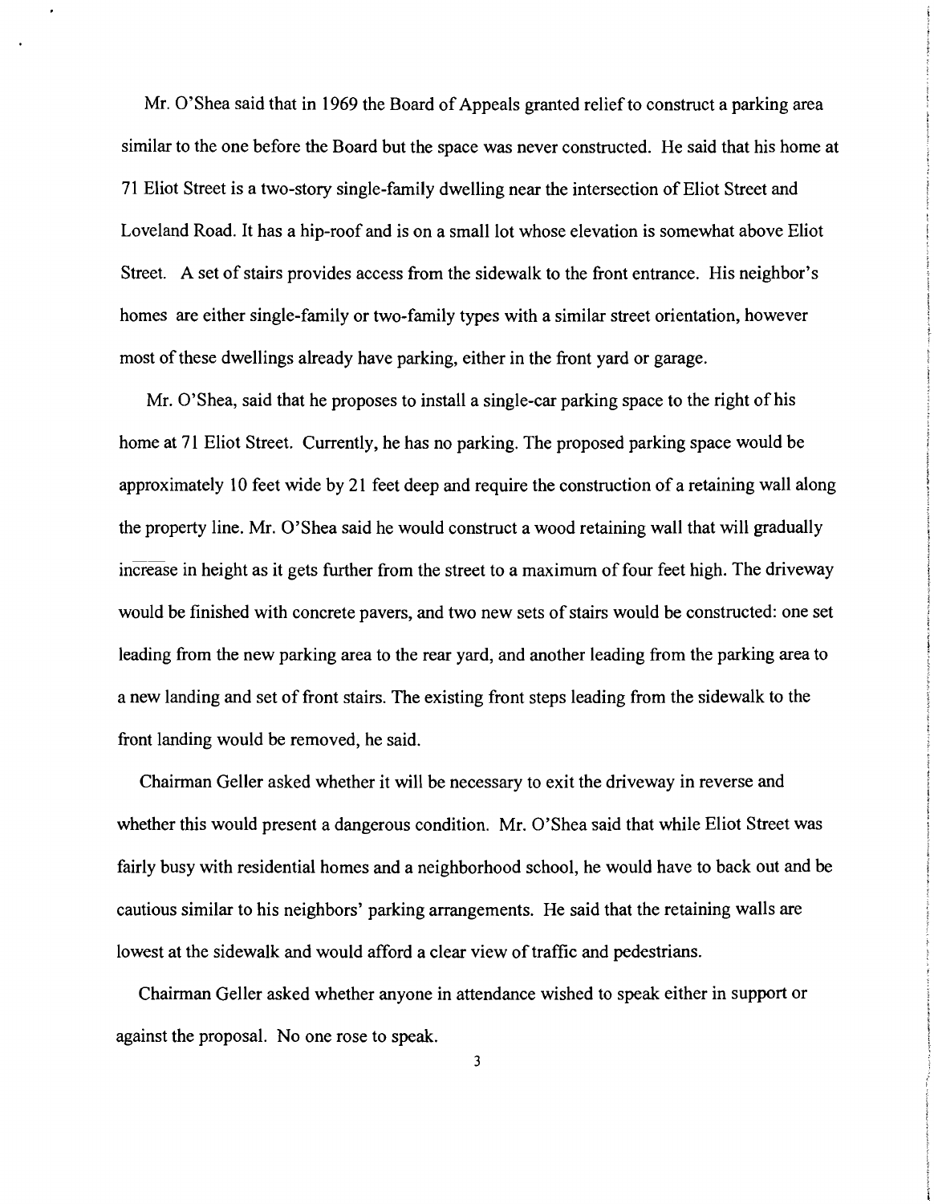Mr. O'Shea said that in 1969 the Board of Appeals granted relief to construct a parking area similar to the one before the Board but the space was never constructed. He said that his home at 71 Eliot Street is a two-story single-family dwelling near the intersection of Eliot Street and Loveland Road. It has a hip-roof and is on a small lot whose elevation is somewhat above Eliot Street. A set of stairs provides access from the sidewalk to the front entrance. His neighbor's homes are either single-family or two-family types with a similar street orientation, however most of these dwellings already have parking, either in the front yard or garage.

Mr. O'Shea, said that he proposes to install a single-car parking space to the right of his home at 71 Eliot Street. Currently, he has no parking. The proposed parking space would be approximately 10 feet wide by 21 feet deep and require the construction of a retaining wall along the property line. Mr. O'Shea said he would construct a wood retaining wall that will gradually increase in height as it gets further from the street to a maximum of four feet high. The driveway would be finished with concrete pavers, and two new sets of stairs would be constructed: one set leading from the new parking area to the rear yard, and another leading from the parking area to a new landing and set of front stairs. The existing front steps leading from the sidewalk to the front landing would be removed, he said.

Chairman Geller asked whether it will be necessary to exit the driveway in reverse and whether this would present a dangerous condition. Mr. O'Shea said that while Eliot Street was fairly busy with residential homes and a neighborhood school, he would have to back out and be cautious similar to his neighbors' parking arrangements. He said that the retaining walls are lowest at the sidewalk and would afford a clear view of traffic and pedestrians.

Chairman Geller asked whether anyone in attendance wished to speak either in support or against the proposal. No one rose to speak.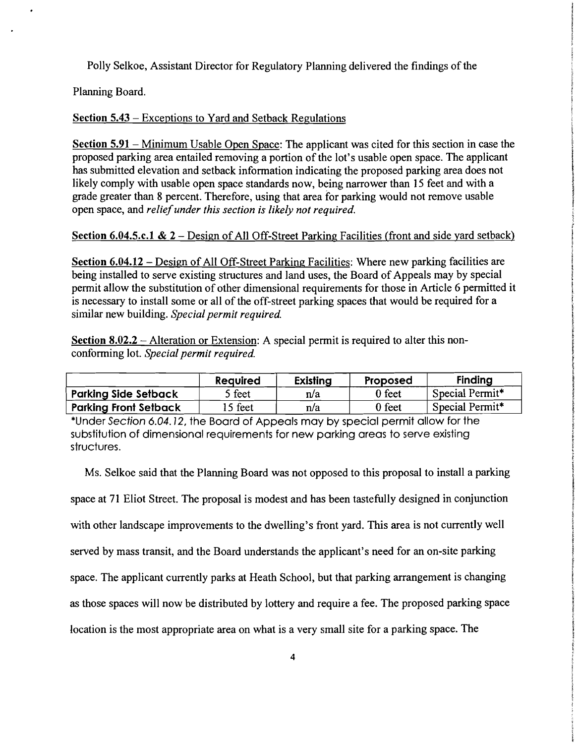Polly Selkoe, Assistant Director for Regulatory Planning delivered the findings of the Planning Board.

<u>**Section 5.43** – Exceptions to Yard and Setback Regulations</u>

<u>**Section 5.91** – Minimum Usable Open Space</u>: The applicant was cited for this section in case the proposed parking area entailed removing a portion of the lot's usable open space. The applicant has submitted elevation and setback information indicating the proposed parking area does not likely comply with usable open space standards now, being narrower than 15 feet and with a grade greater than 8 percent. Therefore, using that area for parking would not remove usable open space, and *relief under this section is likely not required.*

<u>**Section 6.04.5.c.1 & 2** – Design of All Off-Street Parking Facilities (front and side yard setback)</u>

<u>**Section 6.04.12** – Design of All Off-Street Parking Facilities</u>: Where new parking facilities are being installed to serve existing structures and land uses, the Board of Appeals may by special permit allow the substitution of other dimensional requirements for those in Article 6 permitted it is necessary to install some or all of the off-street parking spaces that would be required for a similar new building. *Special permit required.*

<u>**Section 8.02.2** – Alteration or Extension</u>: A special permit is required to alter this non-conforming lot. *Special permit required.*

| | Required | Existing | Proposed | Finding |
|---|---|---|---|---|
| **Parking Side Setback** | 5 feet | n/a | 0 feet | Special Permit* |
| **Parking Front Setback** | 15 feet | n/a | 0 feet | Special Permit* |

*Under *Section 6.04.12*, the Board of Appeals may by special permit allow for the substitution of dimensional requirements for new parking areas to serve existing structures.

Ms. Selkoe said that the Planning Board was not opposed to this proposal to install a parking space at 71 Eliot Street. The proposal is modest and has been tastefully designed in conjunction with other landscape improvements to the dwelling's front yard. This area is not currently well served by mass transit, and the Board understands the applicant's need for an on-site parking space. The applicant currently parks at Heath School, but that parking arrangement is changing as those spaces will now be distributed by lottery and require a fee. The proposed parking space location is the most appropriate area on what is a very small site for a parking space. The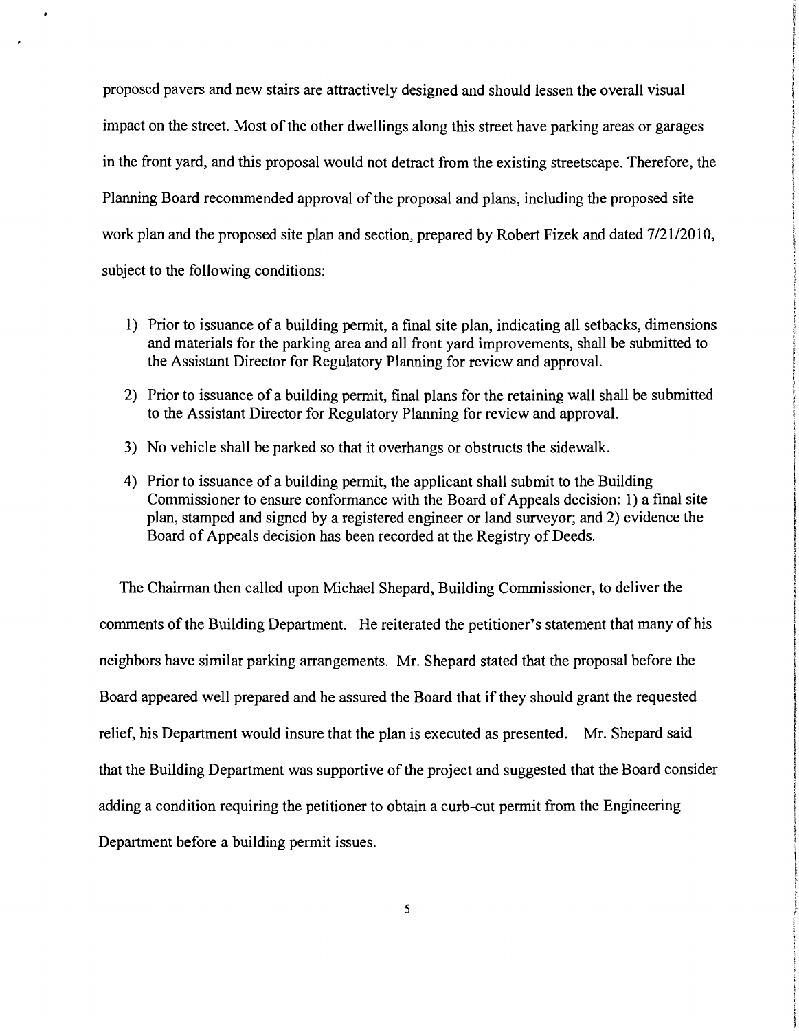proposed pavers and new stairs are attractively designed and should lessen the overall visual impact on the street. Most of the other dwellings along this street have parking areas or garages in the front yard, and this proposal would not detract from the existing streetscape. Therefore, the Planning Board recommended approval of the proposal and plans, including the proposed site work plan and the proposed site plan and section, prepared by Robert Fizek and dated 7/21/2010, subject to the following conditions:

1) Prior to issuance of a building permit, a final site plan, indicating all setbacks, dimensions and materials for the parking area and all front yard improvements, shall be submitted to the Assistant Director for Regulatory Planning for review and approval.
2) Prior to issuance of a building permit, final plans for the retaining wall shall be submitted to the Assistant Director for Regulatory Planning for review and approval.
3) No vehicle shall be parked so that it overhangs or obstructs the sidewalk.
4) Prior to issuance of a building permit, the applicant shall submit to the Building Commissioner to ensure conformance with the Board of Appeals decision: 1) a final site plan, stamped and signed by a registered engineer or land surveyor; and 2) evidence the Board of Appeals decision has been recorded at the Registry of Deeds.

The Chairman then called upon Michael Shepard, Building Commissioner, to deliver the comments of the Building Department. He reiterated the petitioner's statement that many of his neighbors have similar parking arrangements. Mr. Shepard stated that the proposal before the Board appeared well prepared and he assured the Board that if they should grant the requested relief, his Department would insure that the plan is executed as presented. Mr. Shepard said that the Building Department was supportive of the project and suggested that the Board consider adding a condition requiring the petitioner to obtain a curb-cut permit from the Engineering Department before a building permit issues.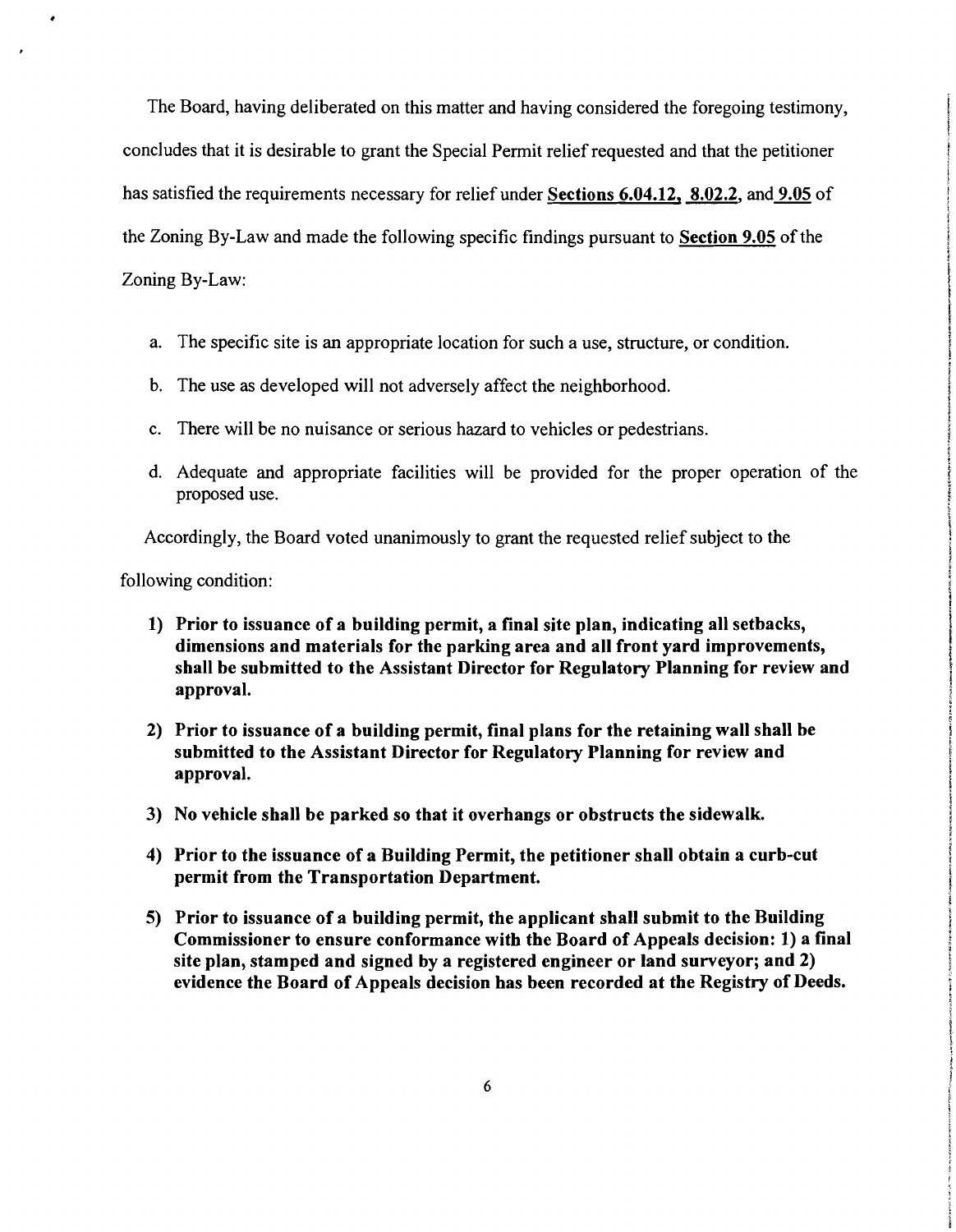The Board, having deliberated on this matter and having considered the foregoing testimony, concludes that it is desirable to grant the Special Permit relief requested and that the petitioner has satisfied the requirements necessary for relief under **Sections 6.04.12, 8.02.2**, and **9.05** of the Zoning By-Law and made the following specific findings pursuant to **Section 9.05** of the Zoning By-Law:

a. The specific site is an appropriate location for such a use, structure, or condition.

b. The use as developed will not adversely affect the neighborhood.

c. There will be no nuisance or serious hazard to vehicles or pedestrians.

d. Adequate and appropriate facilities will be provided for the proper operation of the proposed use.

Accordingly, the Board voted unanimously to grant the requested relief subject to the following condition:

1) **Prior to issuance of a building permit, a final site plan, indicating all setbacks, dimensions and materials for the parking area and all front yard improvements, shall be submitted to the Assistant Director for Regulatory Planning for review and approval.**

2) **Prior to issuance of a building permit, final plans for the retaining wall shall be submitted to the Assistant Director for Regulatory Planning for review and approval.**

3) **No vehicle shall be parked so that it overhangs or obstructs the sidewalk.**

4) **Prior to the issuance of a Building Permit, the petitioner shall obtain a curb-cut permit from the Transportation Department.**

5) **Prior to issuance of a building permit, the applicant shall submit to the Building Commissioner to ensure conformance with the Board of Appeals decision: 1) a final site plan, stamped and signed by a registered engineer or land surveyor; and 2) evidence the Board of Appeals decision has been recorded at the Registry of Deeds.**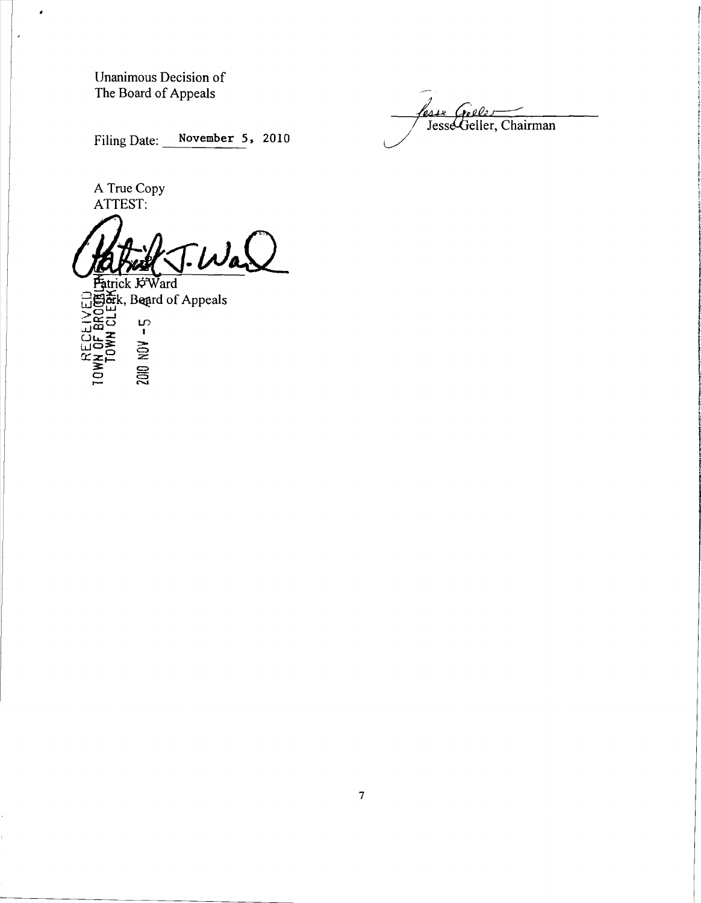Unanimous Decision of
The Board of Appeals

Jesse Geller, Chairman

Filing Date: November 5, 2010

A True Copy
ATTEST:

Patrick J. Ward
Clerk, Board of Appeals

RECEIVED
TOWN OF BROOKLINE
TOWN CLERK
2010 NOV -5